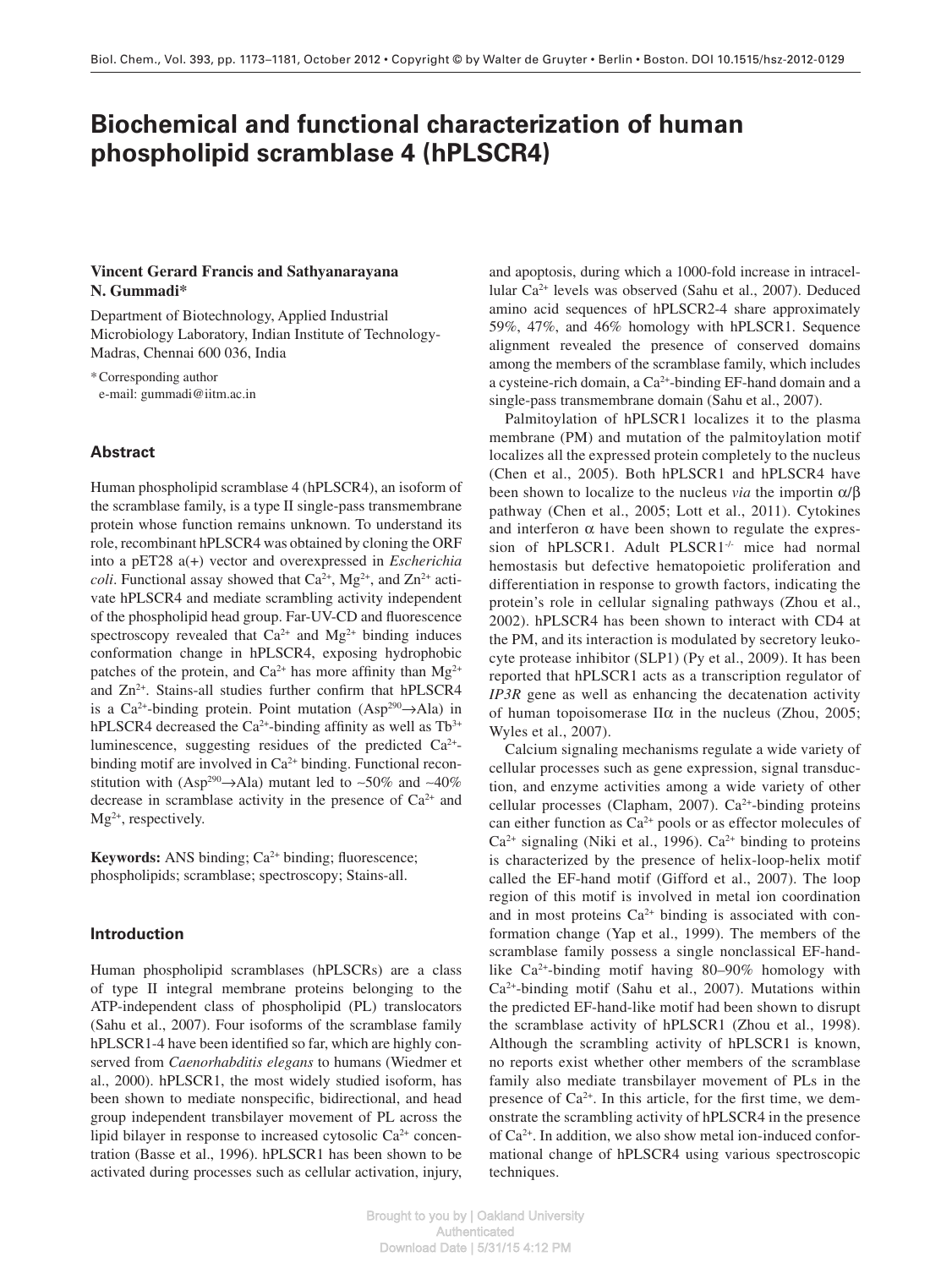# Biochemical and functional characterization of human phospholipid scramblase 4 (hPLSCR4)

**Vincent Gerard Francis and Sathyanarayana N. Gummadi***

Department of Biotechnology, Applied Industrial Microbiology Laboratory, Indian Institute of Technology-Madras, Chennai 600 036, India

*Corresponding author
e-mail: gummadi@iitm.ac.in

## Abstract

Human phospholipid scramblase 4 (hPLSCR4), an isoform of the scramblase family, is a type II single-pass transmembrane protein whose function remains unknown. To understand its role, recombinant hPLSCR4 was obtained by cloning the ORF into a pET28 a(+) vector and overexpressed in *Escherichia coli*. Functional assay showed that $Ca^{2+}$, $Mg^{2+}$, and $Zn^{2+}$ activate hPLSCR4 and mediate scrambling activity independent of the phospholipid head group. Far-UV-CD and fluorescence spectroscopy revealed that $Ca^{2+}$ and $Mg^{2+}$ binding induces conformation change in hPLSCR4, exposing hydrophobic patches of the protein, and $Ca^{2+}$ has more affinity than $Mg^{2+}$ and $Zn^{2+}$. Stains-all studies further confirm that hPLSCR4 is a $Ca^{2+}$-binding protein. Point mutation ($Asp^{290}$→Ala) in hPLSCR4 decreased the $Ca^{2+}$-binding affinity as well as $Tb^{3+}$ luminescence, suggesting residues of the predicted $Ca^{2+}$-binding motif are involved in $Ca^{2+}$ binding. Functional reconstitution with ($Asp^{290}$→Ala) mutant led to ~50% and ~40% decrease in scramblase activity in the presence of $Ca^{2+}$ and $Mg^{2+}$, respectively.

**Keywords:** ANS binding; $Ca^{2+}$ binding; fluorescence; phospholipids; scramblase; spectroscopy; Stains-all.

## Introduction

Human phospholipid scramblases (hPLSCRs) are a class of type II integral membrane proteins belonging to the ATP-independent class of phospholipid (PL) translocators (Sahu et al., 2007). Four isoforms of the scramblase family hPLSCR1-4 have been identified so far, which are highly conserved from *Caenorhabditis elegans* to humans (Wiedmer et al., 2000). hPLSCR1, the most widely studied isoform, has been shown to mediate nonspecific, bidirectional, and head group independent transbilayer movement of PL across the lipid bilayer in response to increased cytosolic $Ca^{2+}$ concentration (Basse et al., 1996). hPLSCR1 has been shown to be activated during processes such as cellular activation, injury, and apoptosis, during which a 1000-fold increase in intracellular $Ca^{2+}$ levels was observed (Sahu et al., 2007). Deduced amino acid sequences of hPLSCR2-4 share approximately 59%, 47%, and 46% homology with hPLSCR1. Sequence alignment revealed the presence of conserved domains among the members of the scramblase family, which includes a cysteine-rich domain, a $Ca^{2+}$-binding EF-hand domain and a single-pass transmembrane domain (Sahu et al., 2007).

Palmitoylation of hPLSCR1 localizes it to the plasma membrane (PM) and mutation of the palmitoylation motif localizes all the expressed protein completely to the nucleus (Chen et al., 2005). Both hPLSCR1 and hPLSCR4 have been shown to localize to the nucleus *via* the importin $\alpha/\beta$ pathway (Chen et al., 2005; Lott et al., 2011). Cytokines and interferon $\alpha$ have been shown to regulate the expression of hPLSCR1. Adult PLSCR1$^{-/-}$ mice had normal hemostasis but defective hematopoietic proliferation and differentiation in response to growth factors, indicating the protein's role in cellular signaling pathways (Zhou et al., 2002). hPLSCR4 has been shown to interact with CD4 at the PM, and its interaction is modulated by secretory leukocyte protease inhibitor (SLP1) (Py et al., 2009). It has been reported that hPLSCR1 acts as a transcription regulator of *IP3R* gene as well as enhancing the decatenation activity of human topoisomerase II$\alpha$ in the nucleus (Zhou, 2005; Wyles et al., 2007).

Calcium signaling mechanisms regulate a wide variety of cellular processes such as gene expression, signal transduction, and enzyme activities among a wide variety of other cellular processes (Clapham, 2007). $Ca^{2+}$-binding proteins can either function as $Ca^{2+}$ pools or as effector molecules of $Ca^{2+}$ signaling (Niki et al., 1996). $Ca^{2+}$ binding to proteins is characterized by the presence of helix-loop-helix motif called the EF-hand motif (Gifford et al., 2007). The loop region of this motif is involved in metal ion coordination and in most proteins $Ca^{2+}$ binding is associated with conformation change (Yap et al., 1999). The members of the scramblase family possess a single nonclassical EF-hand-like $Ca^{2+}$-binding motif having 80–90% homology with $Ca^{2+}$-binding motif (Sahu et al., 2007). Mutations within the predicted EF-hand-like motif had been shown to disrupt the scramblase activity of hPLSCR1 (Zhou et al., 1998). Although the scrambling activity of hPLSCR1 is known, no reports exist whether other members of the scramblase family also mediate transbilayer movement of PLs in the presence of $Ca^{2+}$. In this article, for the first time, we demonstrate the scrambling activity of hPLSCR4 in the presence of $Ca^{2+}$. In addition, we also show metal ion-induced conformational change of hPLSCR4 using various spectroscopic techniques.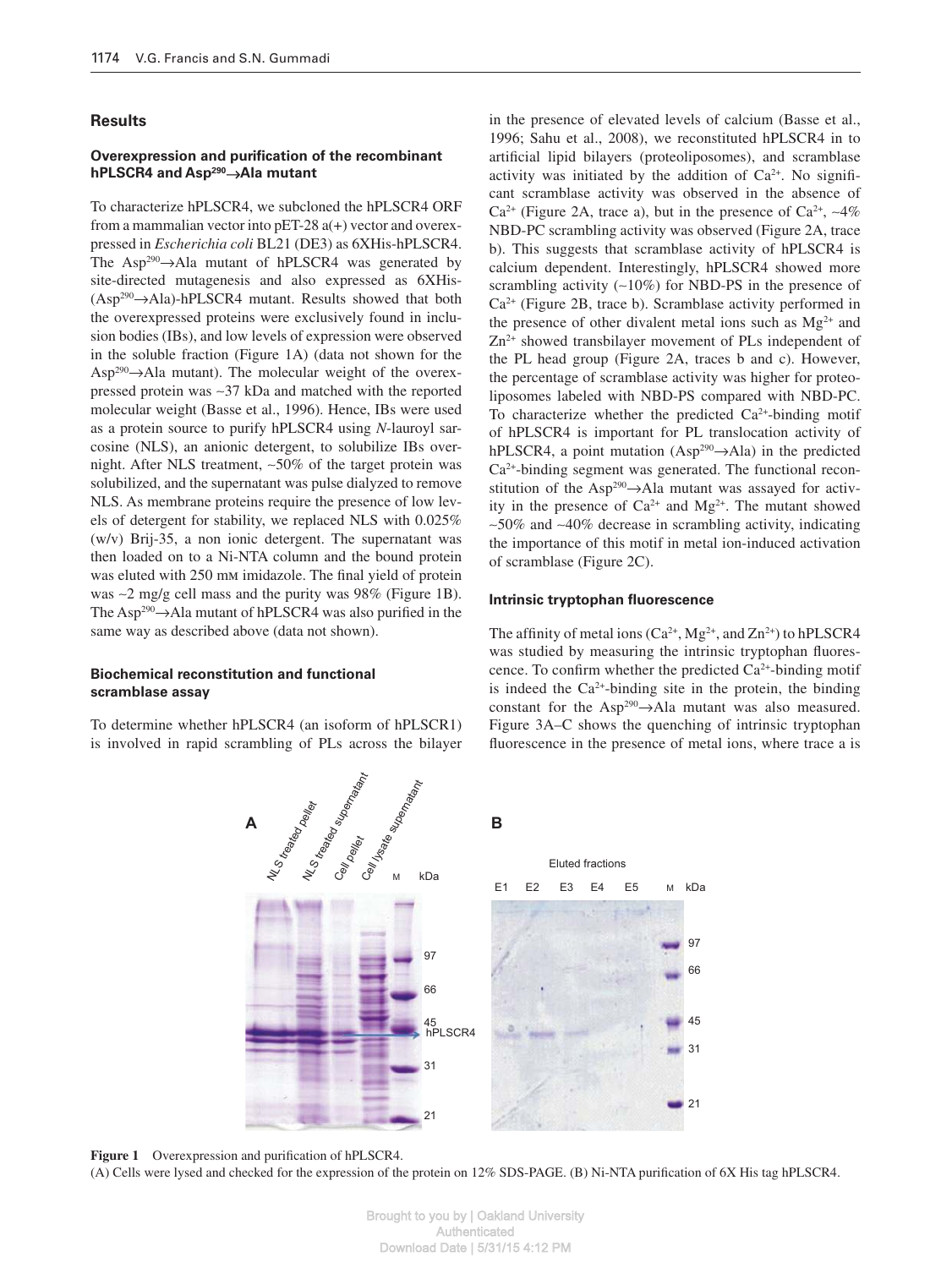## Results

### Overexpression and purification of the recombinant hPLSCR4 and Asp$^{290}$→Ala mutant

To characterize hPLSCR4, we subcloned the hPLSCR4 ORF from a mammalian vector into pET-28 a(+) vector and overexpressed in *Escherichia coli* BL21 (DE3) as 6XHis-hPLSCR4. The Asp$^{290}$→Ala mutant of hPLSCR4 was generated by site-directed mutagenesis and also expressed as 6XHis-(Asp$^{290}$→Ala)-hPLSCR4 mutant. Results showed that both the overexpressed proteins were exclusively found in inclusion bodies (IBs), and low levels of expression were observed in the soluble fraction (Figure 1A) (data not shown for the Asp$^{290}$→Ala mutant). The molecular weight of the overexpressed protein was ~37 kDa and matched with the reported molecular weight (Basse et al., 1996). Hence, IBs were used as a protein source to purify hPLSCR4 using *N*-lauroyl sarcosine (NLS), an anionic detergent, to solubilize IBs overnight. After NLS treatment, ~50% of the target protein was solubilized, and the supernatant was pulse dialyzed to remove NLS. As membrane proteins require the presence of low levels of detergent for stability, we replaced NLS with 0.025% (w/v) Brij-35, a non ionic detergent. The supernatant was then loaded on to a Ni-NTA column and the bound protein was eluted with 250 mM imidazole. The final yield of protein was ~2 mg/g cell mass and the purity was 98% (Figure 1B). The Asp$^{290}$→Ala mutant of hPLSCR4 was also purified in the same way as described above (data not shown).

### Biochemical reconstitution and functional scramblase assay

To determine whether hPLSCR4 (an isoform of hPLSCR1) is involved in rapid scrambling of PLs across the bilayer in the presence of elevated levels of calcium (Basse et al., 1996; Sahu et al., 2008), we reconstituted hPLSCR4 in to artificial lipid bilayers (proteoliposomes), and scramblase activity was initiated by the addition of $Ca^{2+}$. No significant scramblase activity was observed in the absence of $Ca^{2+}$ (Figure 2A, trace a), but in the presence of $Ca^{2+}$, ~4% NBD-PC scrambling activity was observed (Figure 2A, trace b). This suggests that scramblase activity of hPLSCR4 is calcium dependent. Interestingly, hPLSCR4 showed more scrambling activity (~10%) for NBD-PS in the presence of $Ca^{2+}$ (Figure 2B, trace b). Scramblase activity performed in the presence of other divalent metal ions such as $Mg^{2+}$ and $Zn^{2+}$ showed transbilayer movement of PLs independent of the PL head group (Figure 2A, traces b and c). However, the percentage of scramblase activity was higher for proteoliposomes labeled with NBD-PS compared with NBD-PC. To characterize whether the predicted $Ca^{2+}$-binding motif of hPLSCR4 is important for PL translocation activity of hPLSCR4, a point mutation (Asp$^{290}$→Ala) in the predicted $Ca^{2+}$-binding segment was generated. The functional reconstitution of the Asp$^{290}$→Ala mutant was assayed for activity in the presence of $Ca^{2+}$ and $Mg^{2+}$. The mutant showed ~50% and ~40% decrease in scrambling activity, indicating the importance of this motif in metal ion-induced activation of scramblase (Figure 2C).

### Intrinsic tryptophan fluorescence

The affinity of metal ions ($Ca^{2+}$, $Mg^{2+}$, and $Zn^{2+}$) to hPLSCR4 was studied by measuring the intrinsic tryptophan fluorescence. To confirm whether the predicted $Ca^{2+}$-binding motif is indeed the $Ca^{2+}$-binding site in the protein, the binding constant for the Asp$^{290}$→Ala mutant was also measured. Figure 3A–C shows the quenching of intrinsic tryptophan fluorescence in the presence of metal ions, where trace a is

**Figure 1** Overexpression and purification of hPLSCR4.
(A) Cells were lysed and checked for the expression of the protein on 12% SDS-PAGE. (B) Ni-NTA purification of 6X His tag hPLSCR4.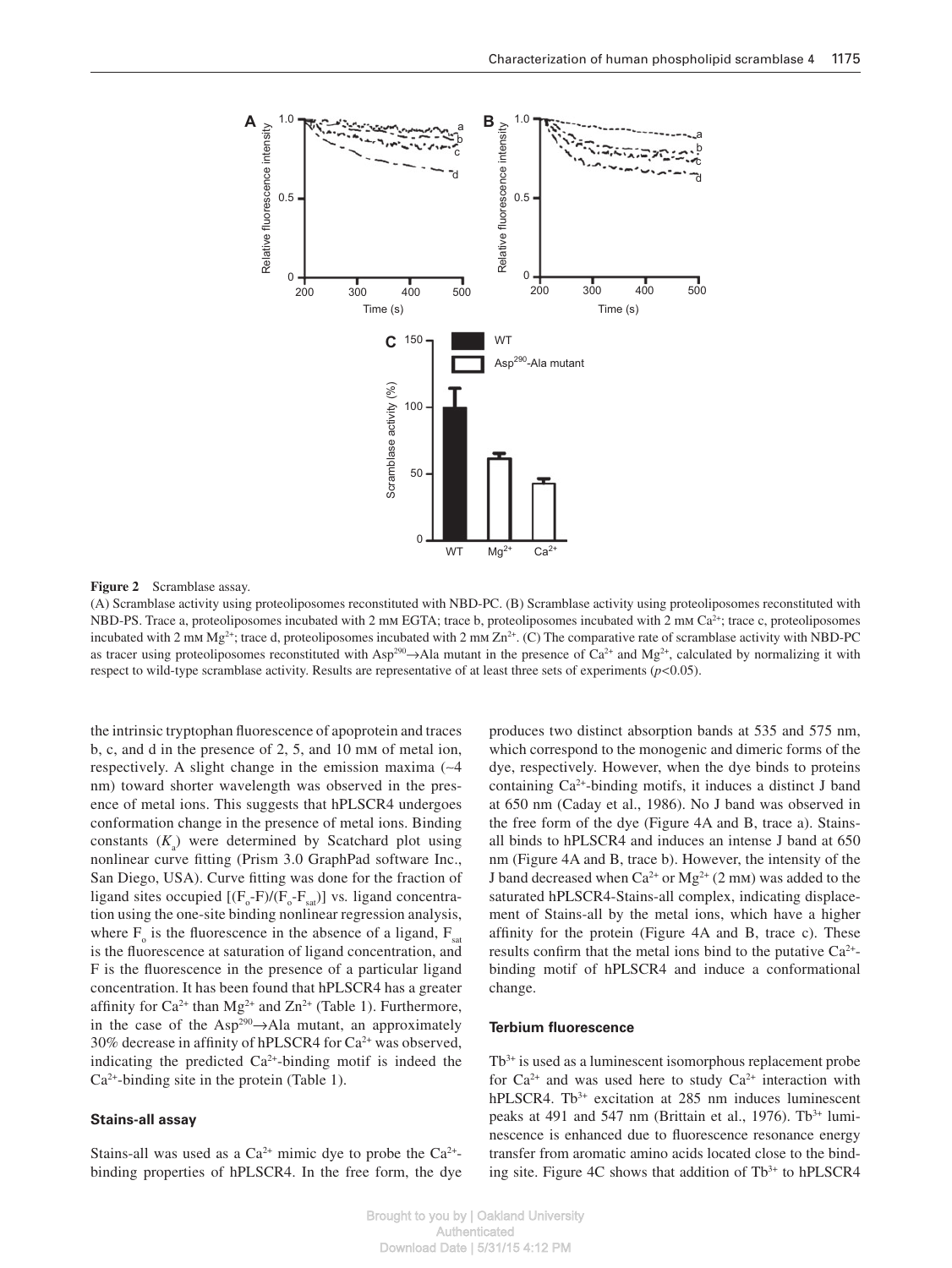**Figure 2** Scramblase assay.

(A) Scramblase activity using proteoliposomes reconstituted with NBD-PC. (B) Scramblase activity using proteoliposomes reconstituted with NBD-PS. Trace a, proteoliposomes incubated with 2 mM EGTA; trace b, proteoliposomes incubated with 2 mM $Ca^{2+}$; trace c, proteoliposomes incubated with 2 mM $Mg^{2+}$; trace d, proteoliposomes incubated with 2 mM $Zn^{2+}$. (C) The comparative rate of scramblase activity with NBD-PC as tracer using proteoliposomes reconstituted with Asp[290]→Ala mutant in the presence of $Ca^{2+}$ and $Mg^{2+}$, calculated by normalizing it with respect to wild-type scramblase activity. Results are representative of at least three sets of experiments ($p<0.05$).

the intrinsic tryptophan fluorescence of apoprotein and traces b, c, and d in the presence of 2, 5, and 10 mM of metal ion, respectively. A slight change in the emission maxima (~4 nm) toward shorter wavelength was observed in the presence of metal ions. This suggests that hPLSCR4 undergoes conformation change in the presence of metal ions. Binding constants ($K_a$) were determined by Scatchard plot using nonlinear curve fitting (Prism 3.0 GraphPad software Inc., San Diego, USA). Curve fitting was done for the fraction of ligand sites occupied $[(F_o\text{-}F)/(F_o\text{-}F_{sat})]$ vs. ligand concentration using the one-site binding nonlinear regression analysis, where $F_o$ is the fluorescence in the absence of a ligand, $F_{sat}$ is the fluorescence at saturation of ligand concentration, and F is the fluorescence in the presence of a particular ligand concentration. It has been found that hPLSCR4 has a greater affinity for $Ca^{2+}$ than $Mg^{2+}$ and $Zn^{2+}$ (Table 1). Furthermore, in the case of the Asp[290]→Ala mutant, an approximately 30% decrease in affinity of hPLSCR4 for $Ca^{2+}$ was observed, indicating the predicted $Ca^{2+}$-binding motif is indeed the $Ca^{2+}$-binding site in the protein (Table 1).

### Stains-all assay

Stains-all was used as a $Ca^{2+}$ mimic dye to probe the $Ca^{2+}$-binding properties of hPLSCR4. In the free form, the dye produces two distinct absorption bands at 535 and 575 nm, which correspond to the monogenic and dimeric forms of the dye, respectively. However, when the dye binds to proteins containing $Ca^{2+}$-binding motifs, it induces a distinct J band at 650 nm (Caday et al., 1986). No J band was observed in the free form of the dye (Figure 4A and B, trace a). Stains-all binds to hPLSCR4 and induces an intense J band at 650 nm (Figure 4A and B, trace b). However, the intensity of the J band decreased when $Ca^{2+}$ or $Mg^{2+}$ (2 mM) was added to the saturated hPLSCR4-Stains-all complex, indicating displacement of Stains-all by the metal ions, which have a higher affinity for the protein (Figure 4A and B, trace c). These results confirm that the metal ions bind to the putative $Ca^{2+}$-binding motif of hPLSCR4 and induce a conformational change.

### Terbium fluorescence

$Tb^{3+}$ is used as a luminescent isomorphous replacement probe for $Ca^{2+}$ and was used here to study $Ca^{2+}$ interaction with hPLSCR4. $Tb^{3+}$ excitation at 285 nm induces luminescent peaks at 491 and 547 nm (Brittain et al., 1976). $Tb^{3+}$ luminescence is enhanced due to fluorescence resonance energy transfer from aromatic amino acids located close to the binding site. Figure 4C shows that addition of $Tb^{3+}$ to hPLSCR4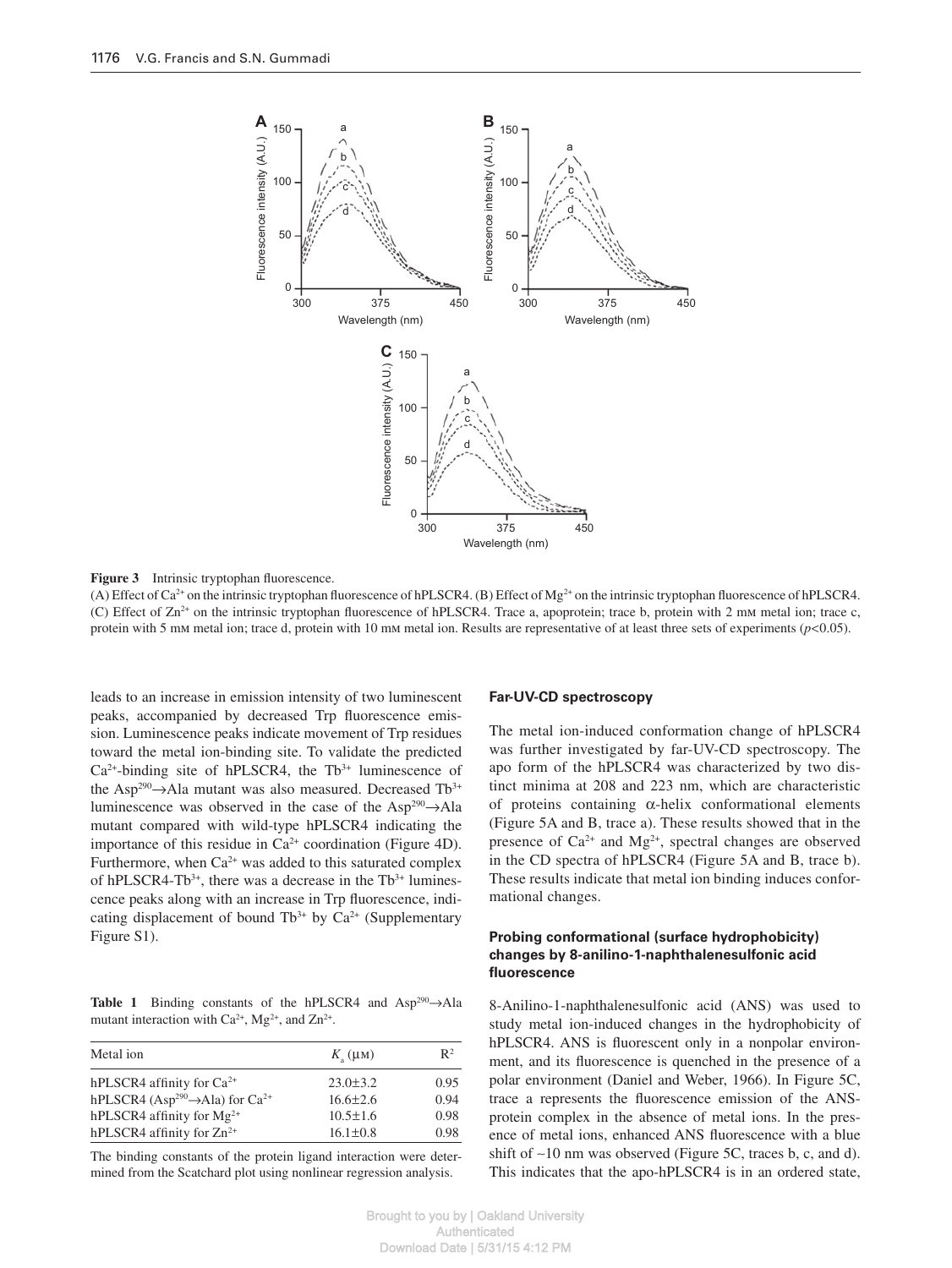**Figure 3** Intrinsic tryptophan fluorescence.

(A) Effect of $Ca^{2+}$ on the intrinsic tryptophan fluorescence of hPLSCR4. (B) Effect of $Mg^{2+}$ on the intrinsic tryptophan fluorescence of hPLSCR4. (C) Effect of $Zn^{2+}$ on the intrinsic tryptophan fluorescence of hPLSCR4. Trace a, apoprotein; trace b, protein with 2 mM metal ion; trace c, protein with 5 mM metal ion; trace d, protein with 10 mM metal ion. Results are representative of at least three sets of experiments ($p<0.05$).

leads to an increase in emission intensity of two luminescent peaks, accompanied by decreased Trp fluorescence emission. Luminescence peaks indicate movement of Trp residues toward the metal ion-binding site. To validate the predicted $Ca^{2+}$-binding site of hPLSCR4, the $Tb^{3+}$ luminescence of the $Asp^{290}$→Ala mutant was also measured. Decreased $Tb^{3+}$ luminescence was observed in the case of the $Asp^{290}$→Ala mutant compared with wild-type hPLSCR4 indicating the importance of this residue in $Ca^{2+}$ coordination (Figure 4D). Furthermore, when $Ca^{2+}$ was added to this saturated complex of hPLSCR4-$Tb^{3+}$, there was a decrease in the $Tb^{3+}$ luminescence peaks along with an increase in Trp fluorescence, indicating displacement of bound $Tb^{3+}$ by $Ca^{2+}$ (Supplementary Figure S1).

**Table 1** Binding constants of the hPLSCR4 and $Asp^{290}$→Ala mutant interaction with $Ca^{2+}$, $Mg^{2+}$, and $Zn^{2+}$.

| Metal ion | $K_a$ (μM) | $R^2$ |
|---|---|---|
| hPLSCR4 affinity for $Ca^{2+}$ | 23.0±3.2 | 0.95 |
| hPLSCR4 ($Asp^{290}$→Ala) for $Ca^{2+}$ | 16.6±2.6 | 0.94 |
| hPLSCR4 affinity for $Mg^{2+}$ | 10.5±1.6 | 0.98 |
| hPLSCR4 affinity for $Zn^{2+}$ | 16.1±0.8 | 0.98 |

The binding constants of the protein ligand interaction were determined from the Scatchard plot using nonlinear regression analysis.

### Far-UV-CD spectroscopy

The metal ion-induced conformation change of hPLSCR4 was further investigated by far-UV-CD spectroscopy. The apo form of the hPLSCR4 was characterized by two distinct minima at 208 and 223 nm, which are characteristic of proteins containing α-helix conformational elements (Figure 5A and B, trace a). These results showed that in the presence of $Ca^{2+}$ and $Mg^{2+}$, spectral changes are observed in the CD spectra of hPLSCR4 (Figure 5A and B, trace b). These results indicate that metal ion binding induces conformational changes.

### Probing conformational (surface hydrophobicity) changes by 8-anilino-1-naphthalenesulfonic acid fluorescence

8-Anilino-1-naphthalenesulfonic acid (ANS) was used to study metal ion-induced changes in the hydrophobicity of hPLSCR4. ANS is fluorescent only in a nonpolar environment, and its fluorescence is quenched in the presence of a polar environment (Daniel and Weber, 1966). In Figure 5C, trace a represents the fluorescence emission of the ANS-protein complex in the absence of metal ions. In the presence of metal ions, enhanced ANS fluorescence with a blue shift of ~10 nm was observed (Figure 5C, traces b, c, and d). This indicates that the apo-hPLSCR4 is in an ordered state,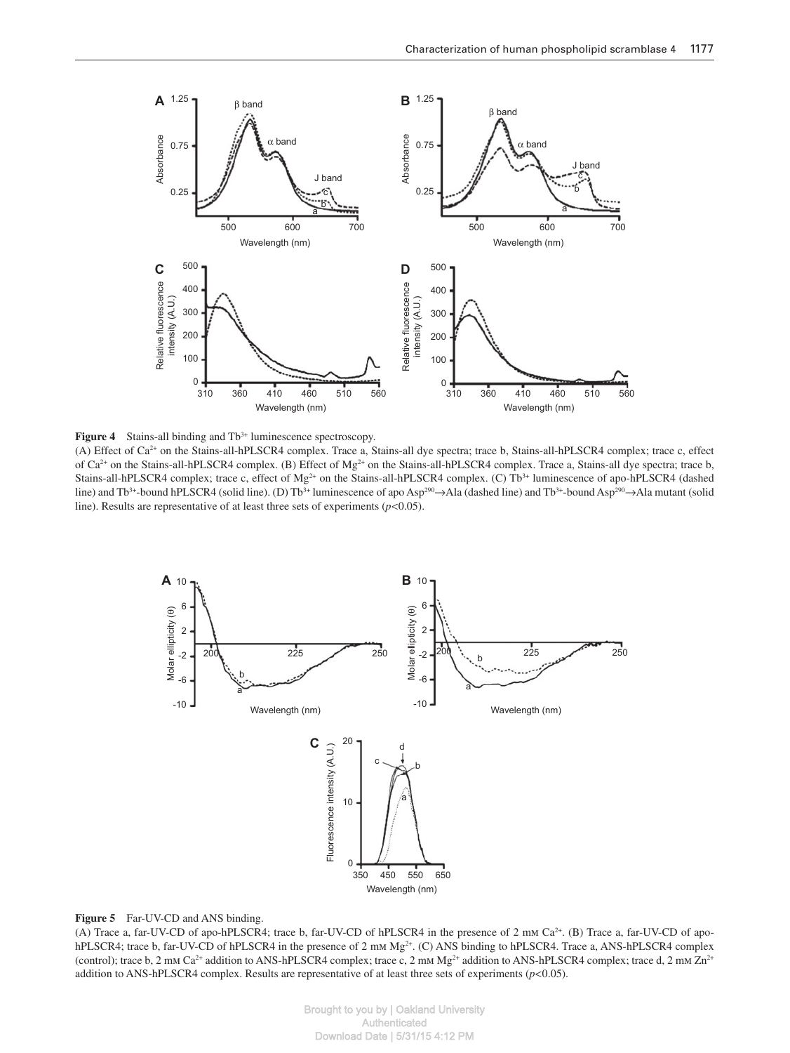**Figure 4** Stains-all binding and $Tb^{3+}$ luminescence spectroscopy.

(A) Effect of $Ca^{2+}$ on the Stains-all-hPLSCR4 complex. Trace a, Stains-all dye spectra; trace b, Stains-all-hPLSCR4 complex; trace c, effect of $Ca^{2+}$ on the Stains-all-hPLSCR4 complex. (B) Effect of $Mg^{2+}$ on the Stains-all-hPLSCR4 complex. Trace a, Stains-all dye spectra; trace b, Stains-all-hPLSCR4 complex; trace c, effect of $Mg^{2+}$ on the Stains-all-hPLSCR4 complex. (C) $Tb^{3+}$ luminescence of apo-hPLSCR4 (dashed line) and $Tb^{3+}$-bound hPLSCR4 (solid line). (D) $Tb^{3+}$ luminescence of apo $Asp^{290}$→Ala (dashed line) and $Tb^{3+}$-bound $Asp^{290}$→Ala mutant (solid line). Results are representative of at least three sets of experiments ($p<0.05$).

**Figure 5** Far-UV-CD and ANS binding.

(A) Trace a, far-UV-CD of apo-hPLSCR4; trace b, far-UV-CD of hPLSCR4 in the presence of 2 mM $Ca^{2+}$. (B) Trace a, far-UV-CD of apo-hPLSCR4; trace b, far-UV-CD of hPLSCR4 in the presence of 2 mM $Mg^{2+}$. (C) ANS binding to hPLSCR4. Trace a, ANS-hPLSCR4 complex (control); trace b, 2 mM $Ca^{2+}$ addition to ANS-hPLSCR4 complex; trace c, 2 mM $Mg^{2+}$ addition to ANS-hPLSCR4 complex; trace d, 2 mM $Zn^{2+}$ addition to ANS-hPLSCR4 complex. Results are representative of at least three sets of experiments ($p<0.05$).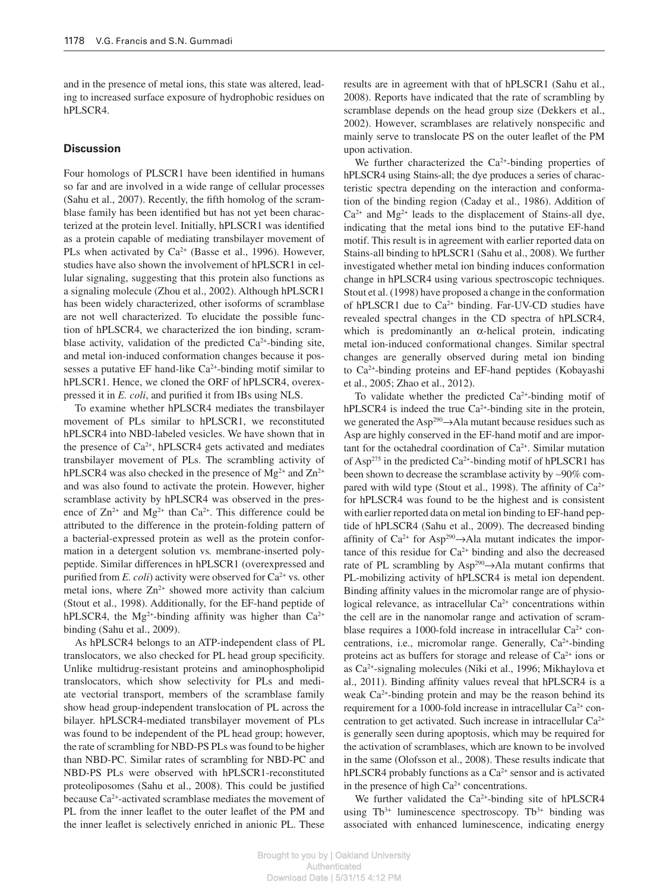and in the presence of metal ions, this state was altered, leading to increased surface exposure of hydrophobic residues on hPLSCR4.

## Discussion

Four homologs of PLSCR1 have been identified in humans so far and are involved in a wide range of cellular processes (Sahu et al., 2007). Recently, the fifth homolog of the scramblase family has been identified but has not yet been characterized at the protein level. Initially, hPLSCR1 was identified as a protein capable of mediating transbilayer movement of PLs when activated by $Ca^{2+}$ (Basse et al., 1996). However, studies have also shown the involvement of hPLSCR1 in cellular signaling, suggesting that this protein also functions as a signaling molecule (Zhou et al., 2002). Although hPLSCR1 has been widely characterized, other isoforms of scramblase are not well characterized. To elucidate the possible function of hPLSCR4, we characterized the ion binding, scramblase activity, validation of the predicted $Ca^{2+}$-binding site, and metal ion-induced conformation changes because it possesses a putative EF hand-like $Ca^{2+}$-binding motif similar to hPLSCR1. Hence, we cloned the ORF of hPLSCR4, overexpressed it in *E. coli*, and purified it from IBs using NLS.

To examine whether hPLSCR4 mediates the transbilayer movement of PLs similar to hPLSCR1, we reconstituted hPLSCR4 into NBD-labeled vesicles. We have shown that in the presence of $Ca^{2+}$, hPLSCR4 gets activated and mediates transbilayer movement of PLs. The scrambling activity of hPLSCR4 was also checked in the presence of $Mg^{2+}$ and $Zn^{2+}$ and was also found to activate the protein. However, higher scramblase activity by hPLSCR4 was observed in the presence of $Zn^{2+}$ and $Mg^{2+}$ than $Ca^{2+}$. This difference could be attributed to the difference in the protein-folding pattern of a bacterial-expressed protein as well as the protein conformation in a detergent solution *vs.* membrane-inserted polypeptide. Similar differences in hPLSCR1 (overexpressed and purified from *E. coli*) activity were observed for $Ca^{2+}$ vs. other metal ions, where $Zn^{2+}$ showed more activity than calcium (Stout et al., 1998). Additionally, for the EF-hand peptide of hPLSCR4, the $Mg^{2+}$-binding affinity was higher than $Ca^{2+}$ binding (Sahu et al., 2009).

As hPLSCR4 belongs to an ATP-independent class of PL translocators, we also checked for PL head group specificity. Unlike multidrug-resistant proteins and aminophospholipid translocators, which show selectivity for PLs and mediate vectorial transport, members of the scramblase family show head group-independent translocation of PL across the bilayer. hPLSCR4-mediated transbilayer movement of PLs was found to be independent of the PL head group; however, the rate of scrambling for NBD-PS PLs was found to be higher than NBD-PC. Similar rates of scrambling for NBD-PC and NBD-PS PLs were observed with hPLSCR1-reconstituted proteoliposomes (Sahu et al., 2008). This could be justified because $Ca^{2+}$-activated scramblase mediates the movement of PL from the inner leaflet to the outer leaflet of the PM and the inner leaflet is selectively enriched in anionic PL. These results are in agreement with that of hPLSCR1 (Sahu et al., 2008). Reports have indicated that the rate of scrambling by scramblase depends on the head group size (Dekkers et al., 2002). However, scramblases are relatively nonspecific and mainly serve to translocate PS on the outer leaflet of the PM upon activation.

We further characterized the $Ca^{2+}$-binding properties of hPLSCR4 using Stains-all; the dye produces a series of characteristic spectra depending on the interaction and conformation of the binding region (Caday et al., 1986). Addition of $Ca^{2+}$ and $Mg^{2+}$ leads to the displacement of Stains-all dye, indicating that the metal ions bind to the putative EF-hand motif. This result is in agreement with earlier reported data on Stains-all binding to hPLSCR1 (Sahu et al., 2008). We further investigated whether metal ion binding induces conformation change in hPLSCR4 using various spectroscopic techniques. Stout et al. (1998) have proposed a change in the conformation of hPLSCR1 due to $Ca^{2+}$ binding. Far-UV-CD studies have revealed spectral changes in the CD spectra of hPLSCR4, which is predominantly an $\alpha$-helical protein, indicating metal ion-induced conformational changes. Similar spectral changes are generally observed during metal ion binding to $Ca^{2+}$-binding proteins and EF-hand peptides (Kobayashi et al., 2005; Zhao et al., 2012).

To validate whether the predicted $Ca^{2+}$-binding motif of hPLSCR4 is indeed the true $Ca^{2+}$-binding site in the protein, we generated the $Asp^{290}\rightarrow Ala$ mutant because residues such as Asp are highly conserved in the EF-hand motif and are important for the octahedral coordination of $Ca^{2+}$. Similar mutation of $Asp^{275}$ in the predicted $Ca^{2+}$-binding motif of hPLSCR1 has been shown to decrease the scramblase activity by ~90% compared with wild type (Stout et al., 1998). The affinity of $Ca^{2+}$ for hPLSCR4 was found to be the highest and is consistent with earlier reported data on metal ion binding to EF-hand peptide of hPLSCR4 (Sahu et al., 2009). The decreased binding affinity of $Ca^{2+}$ for $Asp^{290}\rightarrow Ala$ mutant indicates the importance of this residue for $Ca^{2+}$ binding and also the decreased rate of PL scrambling by $Asp^{290}\rightarrow Ala$ mutant confirms that PL-mobilizing activity of hPLSCR4 is metal ion dependent. Binding affinity values in the micromolar range are of physiological relevance, as intracellular $Ca^{2+}$ concentrations within the cell are in the nanomolar range and activation of scramblase requires a 1000-fold increase in intracellular $Ca^{2+}$ concentrations, i.e., micromolar range. Generally, $Ca^{2+}$-binding proteins act as buffers for storage and release of $Ca^{2+}$ ions or as $Ca^{2+}$-signaling molecules (Niki et al., 1996; Mikhaylova et al., 2011). Binding affinity values reveal that hPLSCR4 is a weak $Ca^{2+}$-binding protein and may be the reason behind its requirement for a 1000-fold increase in intracellular $Ca^{2+}$ concentration to get activated. Such increase in intracellular $Ca^{2+}$ is generally seen during apoptosis, which may be required for the activation of scramblases, which are known to be involved in the same (Olofsson et al., 2008). These results indicate that hPLSCR4 probably functions as a $Ca^{2+}$ sensor and is activated in the presence of high $Ca^{2+}$ concentrations.

We further validated the $Ca^{2+}$-binding site of hPLSCR4 using $Tb^{3+}$ luminescence spectroscopy. $Tb^{3+}$ binding was associated with enhanced luminescence, indicating energy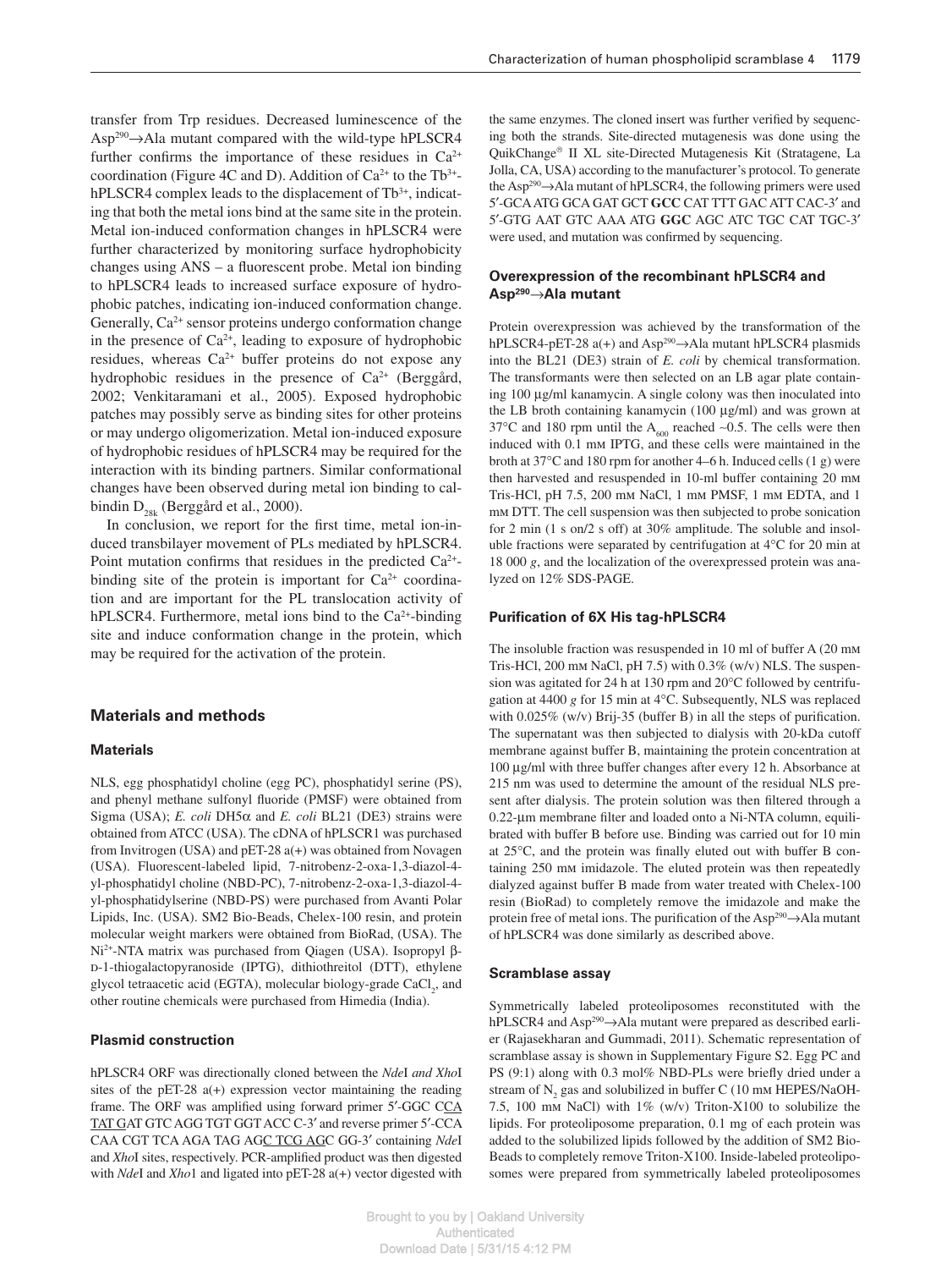transfer from Trp residues. Decreased luminescence of the $Asp^{290}$→Ala mutant compared with the wild-type hPLSCR4 further confirms the importance of these residues in $Ca^{2+}$ coordination (Figure 4C and D). Addition of $Ca^{2+}$ to the $Tb^{3+}$-hPLSCR4 complex leads to the displacement of $Tb^{3+}$, indicating that both the metal ions bind at the same site in the protein. Metal ion-induced conformation changes in hPLSCR4 were further characterized by monitoring surface hydrophobicity changes using ANS – a fluorescent probe. Metal ion binding to hPLSCR4 leads to increased surface exposure of hydrophobic patches, indicating ion-induced conformation change. Generally, $Ca^{2+}$ sensor proteins undergo conformation change in the presence of $Ca^{2+}$, leading to exposure of hydrophobic residues, whereas $Ca^{2+}$ buffer proteins do not expose any hydrophobic residues in the presence of $Ca^{2+}$ (Berggård, 2002; Venkitaramani et al., 2005). Exposed hydrophobic patches may possibly serve as binding sites for other proteins or may undergo oligomerization. Metal ion-induced exposure of hydrophobic residues of hPLSCR4 may be required for the interaction with its binding partners. Similar conformational changes have been observed during metal ion binding to calbindin $D_{28k}$ (Berggård et al., 2000).

In conclusion, we report for the first time, metal ion-induced transbilayer movement of PLs mediated by hPLSCR4. Point mutation confirms that residues in the predicted $Ca^{2+}$-binding site of the protein is important for $Ca^{2+}$ coordination and are important for the PL translocation activity of hPLSCR4. Furthermore, metal ions bind to the $Ca^{2+}$-binding site and induce conformation change in the protein, which may be required for the activation of the protein.

## Materials and methods

### Materials

NLS, egg phosphatidyl choline (egg PC), phosphatidyl serine (PS), and phenyl methane sulfonyl fluoride (PMSF) were obtained from Sigma (USA); *E. coli* DH5α and *E. coli* BL21 (DE3) strains were obtained from ATCC (USA). The cDNA of hPLSCR1 was purchased from Invitrogen (USA) and pET-28 a(+) was obtained from Novagen (USA). Fluorescent-labeled lipid, 7-nitrobenz-2-oxa-1,3-diazol-4-yl-phosphatidyl choline (NBD-PC), 7-nitrobenz-2-oxa-1,3-diazol-4-yl-phosphatidylserine (NBD-PS) were purchased from Avanti Polar Lipids, Inc. (USA). SM2 Bio-Beads, Chelex-100 resin, and protein molecular weight markers were obtained from BioRad, (USA). The $Ni^{2+}$-NTA matrix was purchased from Qiagen (USA). Isopropyl β-D-1-thiogalactopyranoside (IPTG), dithiothreitol (DTT), ethylene glycol tetraacetic acid (EGTA), molecular biology-grade $CaCl_2$, and other routine chemicals were purchased from Himedia (India).

### Plasmid construction

hPLSCR4 ORF was directionally cloned between the *Nde*I *and Xho*I sites of the pET-28 a(+) expression vector maintaining the reading frame. The ORF was amplified using forward primer 5′-GGC CCA TAT GAT GTC AGG TGT GGT ACC C-3′ and reverse primer 5′-CCA CAA CGT TCA AGA TAG AGC TCG AGC GG-3′ containing *Nde*I and *Xho*I sites, respectively. PCR-amplified product was then digested with *Nde*I and *Xho*1 and ligated into pET-28 a(+) vector digested with the same enzymes. The cloned insert was further verified by sequencing both the strands. Site-directed mutagenesis was done using the QuikChange® II XL site-Directed Mutagenesis Kit (Stratagene, La Jolla, CA, USA) according to the manufacturer's protocol. To generate the $Asp^{290}$→Ala mutant of hPLSCR4, the following primers were used 5′-GCA ATG GCA GAT GCT **GCC** CAT TTT GAC ATT CAC-3′ and 5′-GTG AAT GTC AAA ATG **GGC** AGC ATC TGC CAT TGC-3′ were used, and mutation was confirmed by sequencing.

### Overexpression of the recombinant hPLSCR4 and $Asp^{290}$→Ala mutant

Protein overexpression was achieved by the transformation of the hPLSCR4-pET-28 a(+) and $Asp^{290}$→Ala mutant hPLSCR4 plasmids into the BL21 (DE3) strain of *E. coli* by chemical transformation. The transformants were then selected on an LB agar plate containing 100 μg/ml kanamycin. A single colony was then inoculated into the LB broth containing kanamycin (100 μg/ml) and was grown at 37°C and 180 rpm until the $A_{600}$ reached ~0.5. The cells were then induced with 0.1 mM IPTG, and these cells were maintained in the broth at 37°C and 180 rpm for another 4–6 h. Induced cells (1 g) were then harvested and resuspended in 10-ml buffer containing 20 mM Tris-HCl, pH 7.5, 200 mM NaCl, 1 mM PMSF, 1 mM EDTA, and 1 mM DTT. The cell suspension was then subjected to probe sonication for 2 min (1 s on/2 s off) at 30% amplitude. The soluble and insoluble fractions were separated by centrifugation at 4°C for 20 min at 18 000 *g*, and the localization of the overexpressed protein was analyzed on 12% SDS-PAGE.

### Purification of 6X His tag-hPLSCR4

The insoluble fraction was resuspended in 10 ml of buffer A (20 mM Tris-HCl, 200 mM NaCl, pH 7.5) with 0.3% (w/v) NLS. The suspension was agitated for 24 h at 130 rpm and 20°C followed by centrifugation at 4400 *g* for 15 min at 4°C. Subsequently, NLS was replaced with 0.025% (w/v) Brij-35 (buffer B) in all the steps of purification. The supernatant was then subjected to dialysis with 20-kDa cutoff membrane against buffer B, maintaining the protein concentration at 100 μg/ml with three buffer changes after every 12 h. Absorbance at 215 nm was used to determine the amount of the residual NLS present after dialysis. The protein solution was then filtered through a 0.22-μm membrane filter and loaded onto a Ni-NTA column, equilibrated with buffer B before use. Binding was carried out for 10 min at 25°C, and the protein was finally eluted out with buffer B containing 250 mM imidazole. The eluted protein was then repeatedly dialyzed against buffer B made from water treated with Chelex-100 resin (BioRad) to completely remove the imidazole and make the protein free of metal ions. The purification of the $Asp^{290}$→Ala mutant of hPLSCR4 was done similarly as described above.

### Scramblase assay

Symmetrically labeled proteoliposomes reconstituted with the hPLSCR4 and $Asp^{290}$→Ala mutant were prepared as described earlier (Rajasekharan and Gummadi, 2011). Schematic representation of scramblase assay is shown in Supplementary Figure S2. Egg PC and PS (9:1) along with 0.3 mol% NBD-PLs were briefly dried under a stream of $N_2$ gas and solubilized in buffer C (10 mM HEPES/NaOH-7.5, 100 mM NaCl) with 1% (w/v) Triton-X100 to solubilize the lipids. For proteoliposome preparation, 0.1 mg of each protein was added to the solubilized lipids followed by the addition of SM2 Bio-Beads to completely remove Triton-X100. Inside-labeled proteoliposomes were prepared from symmetrically labeled proteoliposomes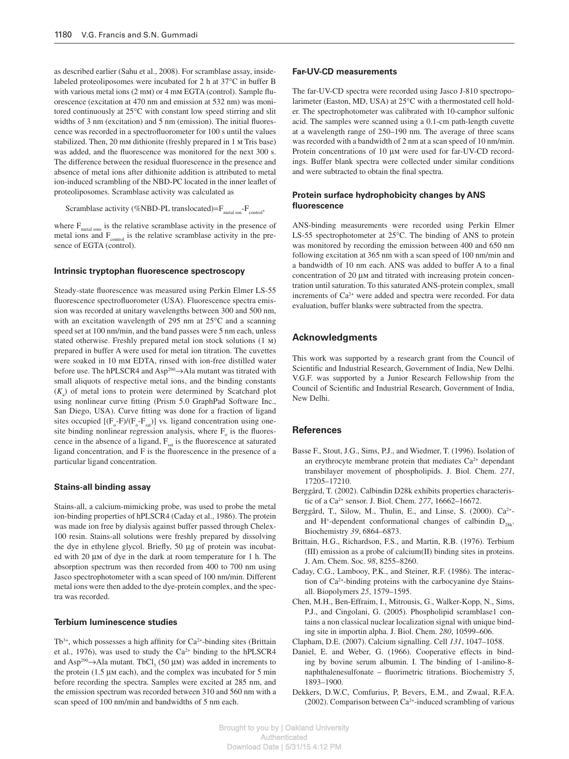as described earlier (Sahu et al., 2008). For scramblase assay, inside-labeled proteoliposomes were incubated for 2 h at 37°C in buffer B with various metal ions (2 mM) or 4 mM EGTA (control). Sample fluorescence (excitation at 470 nm and emission at 532 nm) was monitored continuously at 25°C with constant low speed stirring and slit widths of 3 nm (excitation) and 5 nm (emission). The initial fluorescence was recorded in a spectrofluorometer for 100 s until the values stabilized. Then, 20 mM dithionite (freshly prepared in 1 M Tris base) was added, and the fluorescence was monitored for the next 300 s. The difference between the residual fluorescence in the presence and absence of metal ions after dithionite addition is attributed to metal ion-induced scrambling of the NBD-PC located in the inner leaflet of proteoliposomes. Scramblase activity was calculated as

Scramblase activity (%NBD-PL translocated)=$F_{metal\ ion}$-$F_{control}$,

where $F_{metal\ ions}$ is the relative scramblase activity in the presence of metal ions and $F_{control}$ is the relative scramblase activity in the presence of EGTA (control).

### Intrinsic tryptophan fluorescence spectroscopy

Steady-state fluorescence was measured using Perkin Elmer LS-55 fluorescence spectrofluorometer (USA). Fluorescence spectra emission was recorded at unitary wavelengths between 300 and 500 nm, with an excitation wavelength of 295 nm at 25°C and a scanning speed set at 100 nm/min, and the band passes were 5 nm each, unless stated otherwise. Freshly prepared metal ion stock solutions (1 M) prepared in buffer A were used for metal ion titration. The cuvettes were soaked in 10 mM EDTA, rinsed with ion-free distilled water before use. The hPLSCR4 and Asp[290]→Ala mutant was titrated with small aliquots of respective metal ions, and the binding constants ($K_a$) of metal ions to protein were determined by Scatchard plot using nonlinear curve fitting (Prism 5.0 GraphPad Software Inc., San Diego, USA). Curve fitting was done for a fraction of ligand sites occupied $[(F_o-F)/(F_o-F_{sat})]$ vs. ligand concentration using one-site binding nonlinear regression analysis, where $F_o$ is the fluorescence in the absence of a ligand, $F_{sat}$ is the fluorescence at saturated ligand concentration, and F is the fluorescence in the presence of a particular ligand concentration.

### Stains-all binding assay

Stains-all, a calcium-mimicking probe, was used to probe the metal ion-binding properties of hPLSCR4 (Caday et al., 1986). The protein was made ion free by dialysis against buffer passed through Chelex-100 resin. Stains-all solutions were freshly prepared by dissolving the dye in ethylene glycol. Briefly, 50 µg of protein was incubated with 20 µM of dye in the dark at room temperature for 1 h. The absorption spectrum was then recorded from 400 to 700 nm using Jasco spectrophotometer with a scan speed of 100 nm/min. Different metal ions were then added to the dye-protein complex, and the spectra was recorded.

### Terbium luminescence studies

$Tb^{3+}$, which possesses a high affinity for $Ca^{2+}$-binding sites (Brittain et al., 1976), was used to study the $Ca^{2+}$ binding to the hPLSCR4 and Asp[290]→Ala mutant. $TbCl_3$ (50 µM) was added in increments to the protein (1.5 µM each), and the complex was incubated for 5 min before recording the spectra. Samples were excited at 285 nm, and the emission spectrum was recorded between 310 and 560 nm with a scan speed of 100 nm/min and bandwidths of 5 nm each.

### Far-UV-CD measurements

The far-UV-CD spectra were recorded using Jasco J-810 spectropolarimeter (Easton, MD, USA) at 25°C with a thermostated cell holder. The spectrophotometer was calibrated with 10-camphor sulfonic acid. The samples were scanned using a 0.1-cm path-length cuvette at a wavelength range of 250–190 nm. The average of three scans was recorded with a bandwidth of 2 nm at a scan speed of 10 nm/min. Protein concentrations of 10 µM were used for far-UV-CD recordings. Buffer blank spectra were collected under similar conditions and were subtracted to obtain the final spectra.

### Protein surface hydrophobicity changes by ANS fluorescence

ANS-binding measurements were recorded using Perkin Elmer LS-55 spectrophotometer at 25°C. The binding of ANS to protein was monitored by recording the emission between 400 and 650 nm following excitation at 365 nm with a scan speed of 100 nm/min and a bandwidth of 10 nm each. ANS was added to buffer A to a final concentration of 20 µM and titrated with increasing protein concentration until saturation. To this saturated ANS-protein complex, small increments of $Ca^{2+}$ were added and spectra were recorded. For data evaluation, buffer blanks were subtracted from the spectra.

## Acknowledgments

This work was supported by a research grant from the Council of Scientific and Industrial Research, Government of India, New Delhi. V.G.F. was supported by a Junior Research Fellowship from the Council of Scientific and Industrial Research, Government of India, New Delhi.

## References

Basse F., Stout, J.G., Sims, P.J., and Wiedmer, T. (1996). Isolation of an erythrocyte membrane protein that mediates $Ca^{2+}$ dependant transbilayer movement of phospholipids. J. Biol. Chem. *271*, 17205–17210.

Berggård, T. (2002). Calbindin D28k exhibits properties characteristic of a $Ca^{2+}$ sensor. J. Biol. Chem. *277*, 16662–16672.

Berggård, T., Silow, M., Thulin, E., and Linse, S. (2000). $Ca^{2+}$- and $H^+$-dependent conformational changes of calbindin $D_{28k}$. Biochemistry *39*, 6864–6873.

Brittain, H.G., Richardson, F.S., and Martin, R.B. (1976). Terbium (III) emission as a probe of calcium(II) binding sites in proteins. J. Am. Chem. Soc. *98*, 8255–8260.

Caday, C.G., Lambooy, P.K., and Steiner, R.F. (1986). The interaction of $Ca^{2+}$-binding proteins with the carbocyanine dye Stains-all. Biopolymers *25*, 1579–1595.

Chen, M.H., Ben-Effraim, I., Mitrousis, G., Walker-Kopp, N., Sims, P.J., and Cingolani, G. (2005). Phospholipid scramblase1 contains a non classical nuclear localization signal with unique binding site in importin alpha. J. Biol. Chem. *280*, 10599–606.

Clapham, D.E. (2007). Calcium signalling. Cell *131*, 1047–1058.

Daniel, E. and Weber, G. (1966). Cooperative effects in binding by bovine serum albumin. I. The binding of 1-anilino-8-naphthalenesulfonate – fluorimetric titrations. Biochemistry *5*, 1893–1900.

Dekkers, D.W.C, Comfurius, P, Bevers, E.M., and Zwaal, R.F.A. (2002). Comparison between $Ca^{2+}$-induced scrambling of various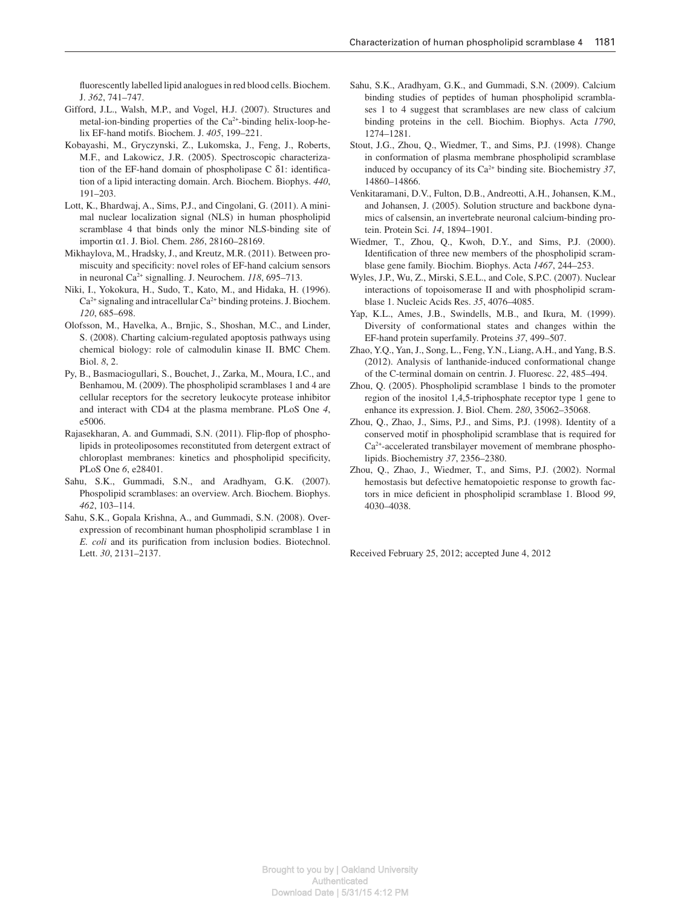fluorescently labelled lipid analogues in red blood cells. Biochem. J. *362*, 741–747.

Gifford, J.L., Walsh, M.P., and Vogel, H.J. (2007). Structures and metal-ion-binding properties of the $Ca^{2+}$-binding helix-loop-helix EF-hand motifs. Biochem. J. *405*, 199–221.

Kobayashi, M., Gryczynski, Z., Lukomska, J., Feng, J., Roberts, M.F., and Lakowicz, J.R. (2005). Spectroscopic characterization of the EF-hand domain of phospholipase C δ1: identification of a lipid interacting domain. Arch. Biochem. Biophys. *440*, 191–203.

Lott, K., Bhardwaj, A., Sims, P.J., and Cingolani, G. (2011). A minimal nuclear localization signal (NLS) in human phospholipid scramblase 4 that binds only the minor NLS-binding site of importin α1. J. Biol. Chem. *286*, 28160–28169.

Mikhaylova, M., Hradsky, J., and Kreutz, M.R. (2011). Between promiscuity and specificity: novel roles of EF-hand calcium sensors in neuronal $Ca^{2+}$ signalling. J. Neurochem. *118*, 695–713.

Niki, I., Yokokura, H., Sudo, T., Kato, M., and Hidaka, H. (1996). $Ca^{2+}$ signaling and intracellular $Ca^{2+}$ binding proteins. J. Biochem. *120*, 685–698.

Olofsson, M., Havelka, A., Brnjic, S., Shoshan, M.C., and Linder, S. (2008). Charting calcium-regulated apoptosis pathways using chemical biology: role of calmodulin kinase II. BMC Chem. Biol. *8*, 2.

Py, B., Basmaciogullari, S., Bouchet, J., Zarka, M., Moura, I.C., and Benhamou, M. (2009). The phospholipid scramblases 1 and 4 are cellular receptors for the secretory leukocyte protease inhibitor and interact with CD4 at the plasma membrane. PLoS One *4*, e5006.

Rajasekharan, A. and Gummadi, S.N. (2011). Flip-flop of phospholipids in proteoliposomes reconstituted from detergent extract of chloroplast membranes: kinetics and phospholipid specificity, PLoS One *6*, e28401.

Sahu, S.K., Gummadi, S.N., and Aradhyam, G.K. (2007). Phospolipid scramblases: an overview. Arch. Biochem. Biophys. *462*, 103–114.

Sahu, S.K., Gopala Krishna, A., and Gummadi, S.N. (2008). Over-expression of recombinant human phospholipid scramblase 1 in *E. coli* and its purification from inclusion bodies. Biotechnol. Lett. *30*, 2131–2137.

Sahu, S.K., Aradhyam, G.K., and Gummadi, S.N. (2009). Calcium binding studies of peptides of human phospholipid scramblases 1 to 4 suggest that scramblases are new class of calcium binding proteins in the cell. Biochim. Biophys. Acta *1790*, 1274–1281.

Stout, J.G., Zhou, Q., Wiedmer, T., and Sims, P.J. (1998). Change in conformation of plasma membrane phospholipid scramblase induced by occupancy of its $Ca^{2+}$ binding site. Biochemistry *37*, 14860–14866.

Venkitaramani, D.V., Fulton, D.B., Andreotti, A.H., Johansen, K.M., and Johansen, J. (2005). Solution structure and backbone dynamics of calsensin, an invertebrate neuronal calcium-binding protein. Protein Sci. *14*, 1894–1901.

Wiedmer, T., Zhou, Q., Kwoh, D.Y., and Sims, P.J. (2000). Identification of three new members of the phospholipid scramblase gene family. Biochim. Biophys. Acta *1467*, 244–253.

Wyles, J.P., Wu, Z., Mirski, S.E.L., and Cole, S.P.C. (2007). Nuclear interactions of topoisomerase II and with phospholipid scramblase 1. Nucleic Acids Res. *35*, 4076–4085.

Yap, K.L., Ames, J.B., Swindells, M.B., and Ikura, M. (1999). Diversity of conformational states and changes within the EF-hand protein superfamily. Proteins *37*, 499–507.

Zhao, Y.Q., Yan, J., Song, L., Feng, Y.N., Liang, A.H., and Yang, B.S. (2012). Analysis of lanthanide-induced conformational change of the C-terminal domain on centrin. J. Fluoresc. *22*, 485–494.

Zhou, Q. (2005). Phospholipid scramblase 1 binds to the promoter region of the inositol 1,4,5-triphosphate receptor type 1 gene to enhance its expression. J. Biol. Chem. *280*, 35062–35068.

Zhou, Q., Zhao, J., Sims, P.J., and Sims, P.J. (1998). Identity of a conserved motif in phospholipid scramblase that is required for $Ca^{2+}$-accelerated transbilayer movement of membrane phospholipids. Biochemistry *37*, 2356–2380.

Zhou, Q., Zhao, J., Wiedmer, T., and Sims, P.J. (2002). Normal hemostasis but defective hematopoietic response to growth factors in mice deficient in phospholipid scramblase 1. Blood *99*, 4030–4038.

Received February 25, 2012; accepted June 4, 2012